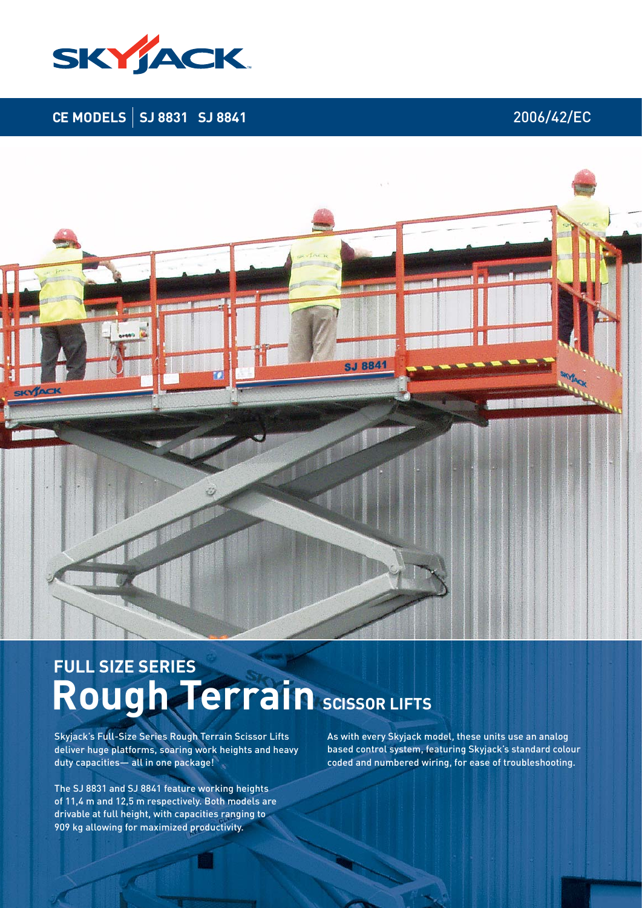SKYJACK

CE MODELS | SJ 8831 SJ 8841

2006/42/EC

## FULL SIZE SERIES

# Rough Terrain SCISSOR LIFTS

Skyjack's Full-Size Series Rough Terrain Scissor Lifts deliver huge platforms, soaring work heights and heavy duty capacities— all in one package!

The SJ 8831 and SJ 8841 feature working heights of 11,4 m and 12,5 m respectively. Both models are drivable at full height, with capacities ranging to 909 kg allowing for maximized productivity.

As with every Skyjack model, these units use an analog based control system, featuring Skyjack's standard colour coded and numbered wiring, for ease of troubleshooting.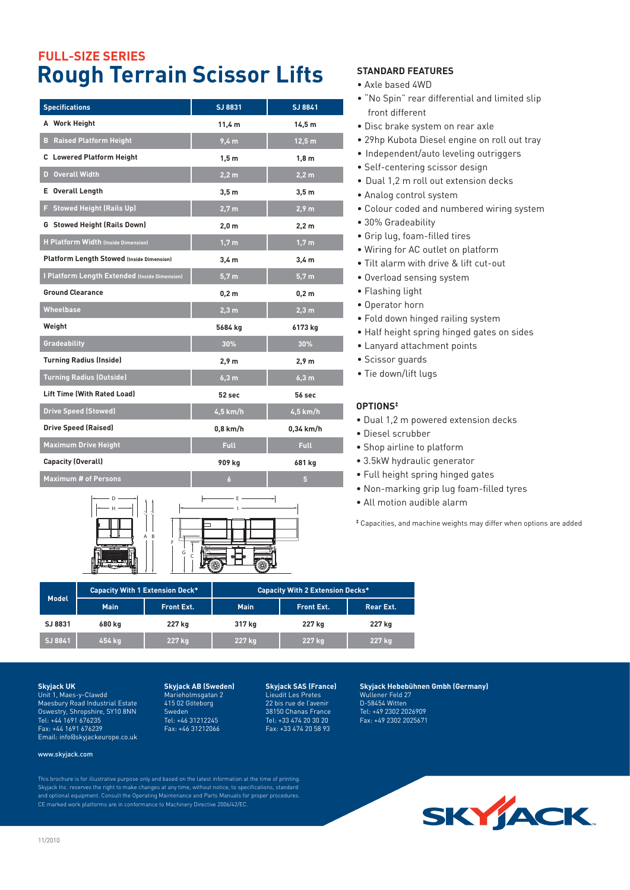## FULL-SIZE SERIES

# Rough Terrain Scissor Lifts

| Specifications | SJ 8831 | SJ 8841 |
|---|---|---|
| A Work Height | 11,4 m | 14,5 m |
| B Raised Platform Height | 9,4 m | 12,5 m |
| C Lowered Platform Height | 1,5 m | 1,8 m |
| D Overall Width | 2,2 m | 2,2 m |
| E Overall Length | 3,5 m | 3,5 m |
| F Stowed Height (Rails Up) | 2,7 m | 2,9 m |
| G Stowed Height (Rails Down) | 2,0 m | 2,2 m |
| H Platform Width (Inside Dimension) | 1,7 m | 1,7 m |
| Platform Length Stowed (Inside Dimension) | 3,4 m | 3,4 m |
| I Platform Length Extended (Inside Dimension) | 5,7 m | 5,7 m |
| Ground Clearance | 0,2 m | 0,2 m |
| Wheelbase | 2,3 m | 2,3 m |
| Weight | 5684 kg | 6173 kg |
| Gradeability | 30% | 30% |
| Turning Radius (Inside) | 2,9 m | 2,9 m |
| Turning Radius (Outside) | 6,3 m | 6,3 m |
| Lift Time (With Rated Load) | 52 sec | 56 sec |
| Drive Speed (Stowed) | 4,5 km/h | 4,5 km/h |
| Drive Speed (Raised) | 0,8 km/h | 0,34 km/h |
| Maximum Drive Height | Full | Full |
| Capacity (Overall) | 909 kg | 681 kg |
| Maximum # of Persons | 6 | 5 |

D
H
A B
E
I
F
G C

| Model | Capacity With 1 Extension Deck* | | Capacity With 2 Extension Decks* | | |
|---|---|---|---|---|---|
| | Main | Front Ext. | Main | Front Ext. | Rear Ext. |
| SJ 8831 | 680 kg | 227 kg | 317 kg | 227 kg | 227 kg |
| SJ 8841 | 454 kg | 227 kg | 227 kg | 227 kg | 227 kg |

### STANDARD FEATURES

- Axle based 4WD
- "No Spin" rear differential and limited slip front different
- Disc brake system on rear axle
- 29hp Kubota Diesel engine on roll out tray
- Independent/auto leveling outriggers
- Self-centering scissor design
- Dual 1,2 m roll out extension decks
- Analog control system
- Colour coded and numbered wiring system
- 30% Gradeability
- Grip lug, foam-filled tires
- Wiring for AC outlet on platform
- Tilt alarm with drive & lift cut-out
- Overload sensing system
- Flashing light
- Operator horn
- Fold down hinged railing system
- Half height spring hinged gates on sides
- Lanyard attachment points
- Scissor guards
- Tie down/lift lugs

### OPTIONS‡

- Dual 1,2 m powered extension decks
- Diesel scrubber
- Shop airline to platform
- 3.5kW hydraulic generator
- Full height spring hinged gates
- Non-marking grip lug foam-filled tyres
- All motion audible alarm

‡ Capacities, and machine weights may differ when options are added

**Skyjack UK**
Unit 1, Maes-y-Clawdd
Maesbury Road Industrial Estate
Oswestry, Shropshire, SY10 8NN
Tel: +44 1691 676235
Fax: +44 1691 676239
Email: info@skyjackeurope.co.uk

**Skyjack AB (Sweden)**
Marieholmsgatan 2
415 02 Göteborg
Sweden
Tel: +46 31212245
Fax: +46 31212066

**Skyjack SAS (France)**
Lieudit Les Pretes
22 bis rue de l'avenir
38150 Chanas France
Tel: +33 474 20 30 20
Fax: +33 474 20 58 93

**Skyjack Hebebühnen Gmbh (Germany)**
Wullener Feld 27
D-58454 Witten
Tel: +49 2302 2026909
Fax: +49 2302 2025671

www.skyjack.com

This brochure is for illustrative purpose only and based on the latest information at the time of printing. Skyjack Inc. reserves the right to make changes at any time, without notice, to specifications, standard and optional equipment. Consult the Operating Maintenance and Parts Manuals for proper procedures. CE marked work platforms are in conformance to Machinery Directive 2006/42/EC.

SKYJACK

11/2010